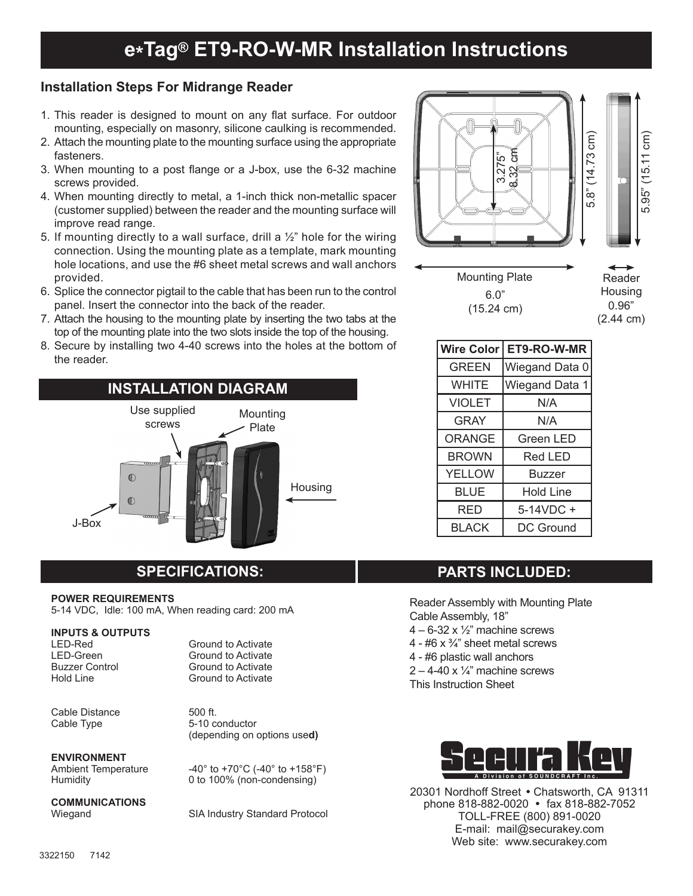# e*Tag® ET9-RO-W-MR Installation Instructions

### Installation Steps For Midrange Reader

1. This reader is designed to mount on any flat surface. For outdoor mounting, especially on masonry, silicone caulking is recommended.
2. Attach the mounting plate to the mounting surface using the appropriate fasteners.
3. When mounting to a post flange or a J-box, use the 6-32 machine screws provided.
4. When mounting directly to metal, a 1-inch thick non-metallic spacer (customer supplied) between the reader and the mounting surface will improve read range.
5. If mounting directly to a wall surface, drill a ½" hole for the wiring connection. Using the mounting plate as a template, mark mounting hole locations, and use the #6 sheet metal screws and wall anchors provided.
6. Splice the connector pigtail to the cable that has been run to the control panel. Insert the connector into the back of the reader.
7. Attach the housing to the mounting plate by inserting the two tabs at the top of the mounting plate into the two slots inside the top of the housing.
8. Secure by installing two 4-40 screws into the holes at the bottom of the reader.

3.275" 8.32 cm

5.8" (14.73 cm)

5.95" (15.11 cm)

Mounting Plate 6.0" (15.24 cm)

Reader Housing 0.96" (2.44 cm)

| Wire Color | ET9-RO-W-MR |
|---|---|
| GREEN | Wiegand Data 0 |
| WHITE | Wiegand Data 1 |
| VIOLET | N/A |
| GRAY | N/A |
| ORANGE | Green LED |
| BROWN | Red LED |
| YELLOW | Buzzer |
| BLUE | Hold Line |
| RED | 5-14VDC + |
| BLACK | DC Ground |

## INSTALLATION DIAGRAM

Use supplied screws

Mounting Plate

Housing

J-Box

## SPECIFICATIONS:

**POWER REQUIREMENTS**
5-14 VDC, Idle: 100 mA, When reading card: 200 mA

**INPUTS & OUTPUTS**

| | |
|---|---|
| LED-Red | Ground to Activate |
| LED-Green | Ground to Activate |
| Buzzer Control | Ground to Activate |
| Hold Line | Ground to Activate |

| | |
|---|---|
| Cable Distance | 500 ft. |
| Cable Type | 5-10 conductor (depending on options used) |

**ENVIRONMENT**

| | |
|---|---|
| Ambient Temperature | -40° to +70°C (-40° to +158°F) |
| Humidity | 0 to 100% (non-condensing) |

**COMMUNICATIONS**

| | |
|---|---|
| Wiegand | SIA Industry Standard Protocol |

## PARTS INCLUDED:

Reader Assembly with Mounting Plate
Cable Assembly, 18"
4 – 6-32 x ½" machine screws
4 - #6 x ¾" sheet metal screws
4 - #6 plastic wall anchors
2 – 4-40 x ¼" machine screws
This Instruction Sheet

Secura Key
A Division of SOUNDCRAFT Inc.

20301 Nordhoff Street • Chatsworth, CA 91311
phone 818-882-0020 • fax 818-882-7052
TOLL-FREE (800) 891-0020
E-mail: mail@securakey.com
Web site: www.securakey.com

3322150 7142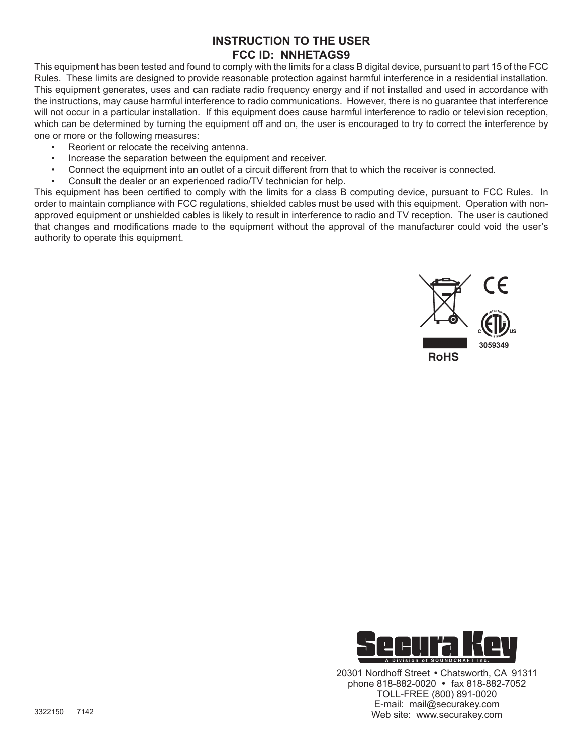## INSTRUCTION TO THE USER
## FCC ID: NNHETAGS9

This equipment has been tested and found to comply with the limits for a class B digital device, pursuant to part 15 of the FCC Rules. These limits are designed to provide reasonable protection against harmful interference in a residential installation. This equipment generates, uses and can radiate radio frequency energy and if not installed and used in accordance with the instructions, may cause harmful interference to radio communications. However, there is no guarantee that interference will not occur in a particular installation. If this equipment does cause harmful interference to radio or television reception, which can be determined by turning the equipment off and on, the user is encouraged to try to correct the interference by one or more or the following measures:

- Reorient or relocate the receiving antenna.
- Increase the separation between the equipment and receiver.
- Connect the equipment into an outlet of a circuit different from that to which the receiver is connected.
- Consult the dealer or an experienced radio/TV technician for help.

This equipment has been certified to comply with the limits for a class B computing device, pursuant to FCC Rules. In order to maintain compliance with FCC regulations, shielded cables must be used with this equipment. Operation with non-approved equipment or unshielded cables is likely to result in interference to radio and TV reception. The user is cautioned that changes and modifications made to the equipment without the approval of the manufacturer could void the user's authority to operate this equipment.

RoHS

CE

INTERTEK C ETL LISTED US
3059349

Secura Key
A Division of SOUNDCRAFT Inc.

20301 Nordhoff Street • Chatsworth, CA 91311
phone 818-882-0020 • fax 818-882-7052
TOLL-FREE (800) 891-0020
E-mail: mail@securakey.com
Web site: www.securakey.com

3322150 7142